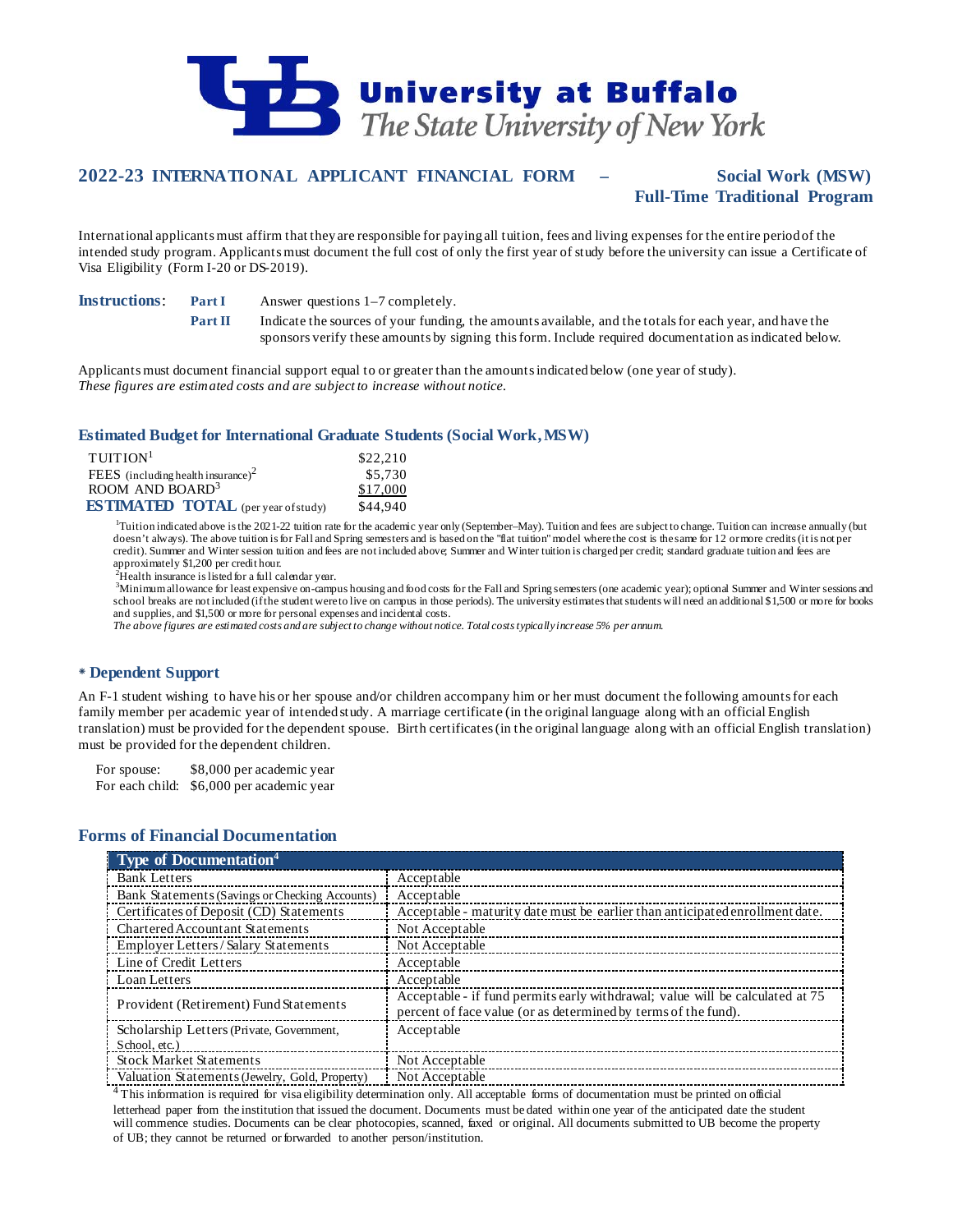# University at Buffalo
*The State University of New York*

## 2022-23 INTERNATIONAL APPLICANT FINANCIAL FORM – Social Work (MSW) Full-Time Traditional Program

International applicants must affirm that they are responsible for paying all tuition, fees and living expenses for the entire period of the intended study program. Applicants must document the full cost of only the first year of study before the university can issue a Certificate of Visa Eligibility (Form I-20 or DS-2019).

**Instructions**:

- **Part I** Answer questions 1–7 completely.
- **Part II** Indicate the sources of your funding, the amounts available, and the totals for each year, and have the sponsors verify these amounts by signing this form. Include required documentation as indicated below.

Applicants must document financial support equal to or greater than the amounts indicated below (one year of study).
*These figures are estimated costs and are subject to increase without notice.*

### Estimated Budget for International Graduate Students (Social Work, MSW)

| | |
|---|---|
| TUITION[1] | $22,210 |
| FEES (including health insurance)[2] | $5,730 |
| ROOM AND BOARD[3] | $17,000 |
| **ESTIMATED TOTAL** (per year of study) | $44,940 |

[1]Tuition indicated above is the 2021-22 tuition rate for the academic year only (September–May). Tuition and fees are subject to change. Tuition can increase annually (but doesn't always). The above tuition is for Fall and Spring semesters and is based on the "flat tuition" model where the cost is the same for 12 or more credits (it is not per credit). Summer and Winter session tuition and fees are not included above; Summer and Winter tuition is charged per credit; standard graduate tuition and fees are approximately $1,200 per credit hour.

[2]Health insurance is listed for a full calendar year.

[3]Minimum allowance for least expensive on-campus housing and food costs for the Fall and Spring semesters (one academic year); optional Summer and Winter sessions and school breaks are not included (if the student were to live on campus in those periods). The university estimates that students will need an additional $1,500 or more for books and supplies, and $1,500 or more for personal expenses and incidental costs.

*The above figures are estimated costs and are subject to change without notice. Total costs typically increase 5% per annum.*

### * Dependent Support

An F-1 student wishing to have his or her spouse and/or children accompany him or her must document the following amounts for each family member per academic year of intended study. A marriage certificate (in the original language along with an official English translation) must be provided for the dependent spouse. Birth certificates (in the original language along with an official English translation) must be provided for the dependent children.

| | |
|---|---|
| For spouse: | $8,000 per academic year |
| For each child: | $6,000 per academic year |

### Forms of Financial Documentation

| Type of Documentation[4] | |
|---|---|
| Bank Letters | Acceptable |
| Bank Statements (Savings or Checking Accounts) | Acceptable |
| Certificates of Deposit (CD) Statements | Acceptable - maturity date must be earlier than anticipated enrollment date. |
| Chartered Accountant Statements | Not Acceptable |
| Employer Letters / Salary Statements | Not Acceptable |
| Line of Credit Letters | Acceptable |
| Loan Letters | Acceptable |
| Provident (Retirement) Fund Statements | Acceptable - if fund permits early withdrawal; value will be calculated at 75 percent of face value (or as determined by terms of the fund). |
| Scholarship Letters (Private, Government, School, etc.) | Acceptable |
| Stock Market Statements | Not Acceptable |
| Valuation Statements (Jewelry, Gold, Property) | Not Acceptable |

[4] This information is required for visa eligibility determination only. All acceptable forms of documentation must be printed on official letterhead paper from the institution that issued the document. Documents must be dated within one year of the anticipated date the student will commence studies. Documents can be clear photocopies, scanned, faxed or original. All documents submitted to UB become the property of UB; they cannot be returned or forwarded to another person/institution.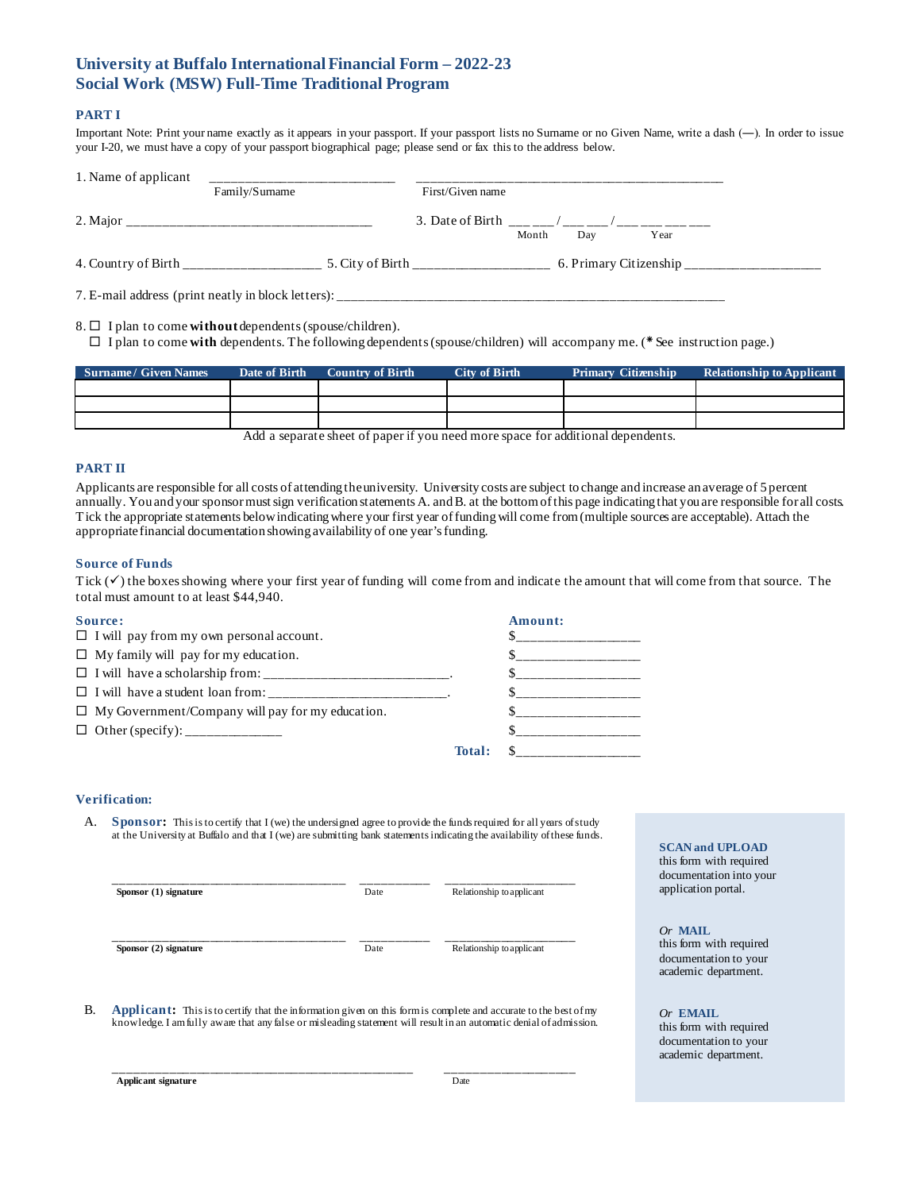# University at Buffalo International Financial Form – 2022-23
# Social Work (MSW) Full-Time Traditional Program

## PART I

Important Note: Print your name exactly as it appears in your passport. If your passport lists no Surname or no Given Name, write a dash (—). In order to issue your I-20, we must have a copy of your passport biographical page; please send or fax this to the address below.

1. Name of applicant ____________________________ ______________________________________________
   Family/Surname First/Given name

2. Major ____________________________________ 3. Date of Birth ___ ___ / ___ ___ / ___ ___ ___ ___
   Month Day Year

4. Country of Birth ____________________ 5. City of Birth ____________________ 6. Primary Citizenship ____________________

7. E-mail address (print neatly in block letters): ____________________________________________________________

8. ☐ I plan to come **without** dependents (spouse/children).
   ☐ I plan to come **with** dependents. The following dependents (spouse/children) will accompany me. (* See instruction page.)

| Surname / Given Names | Date of Birth | Country of Birth | City of Birth | Primary Citizenship | Relationship to Applicant |
|---|---|---|---|---|---|
| | | | | | |
| | | | | | |
| | | | | | |

Add a separate sheet of paper if you need more space for additional dependents.

## PART II

Applicants are responsible for all costs of attending the university. University costs are subject to change and increase an average of 5 percent annually. You and your sponsor must sign verification statements A. and B. at the bottom of this page indicating that you are responsible for all costs. Tick the appropriate statements below indicating where your first year of funding will come from (multiple sources are acceptable). Attach the appropriate financial documentation showing availability of one year's funding.

### Source of Funds

Tick (✓) the boxes showing where your first year of funding will come from and indicate the amount that will come from that source. The total must amount to at least $44,940.

| Source: | Amount: |
|---|---|
| ☐ I will pay from my own personal account. | $_________________ |
| ☐ My family will pay for my education. | $_________________ |
| ☐ I will have a scholarship from: ___________________________. | $_________________ |
| ☐ I will have a student loan from: __________________________. | $_________________ |
| ☐ My Government/Company will pay for my education. | $_________________ |
| ☐ Other (specify): ______________ | $_________________ |
| **Total:** | $_________________ |

### Verification:

A. **Sponsor:** This is to certify that I (we) the undersigned agree to provide the funds required for all years of study at the University at Buffalo and that I (we) are submitting bank statements indicating the availability of these funds.

_____________________________________ ___________ ____________________
**Sponsor (1) signature** Date Relationship to applicant

_____________________________________ ___________ ____________________
**Sponsor (2) signature** Date Relationship to applicant

B. **Applicant:** This is to certify that the information given on this form is complete and accurate to the best of my knowledge. I am fully aware that any false or misleading statement will result in an automatic denial of admission.

_____________________________________________ ____________________
**Applicant signature** Date

**SCAN and UPLOAD** this form with required documentation into your application portal.

*Or* **MAIL** this form with required documentation to your academic department.

*Or* **EMAIL** this form with required documentation to your academic department.